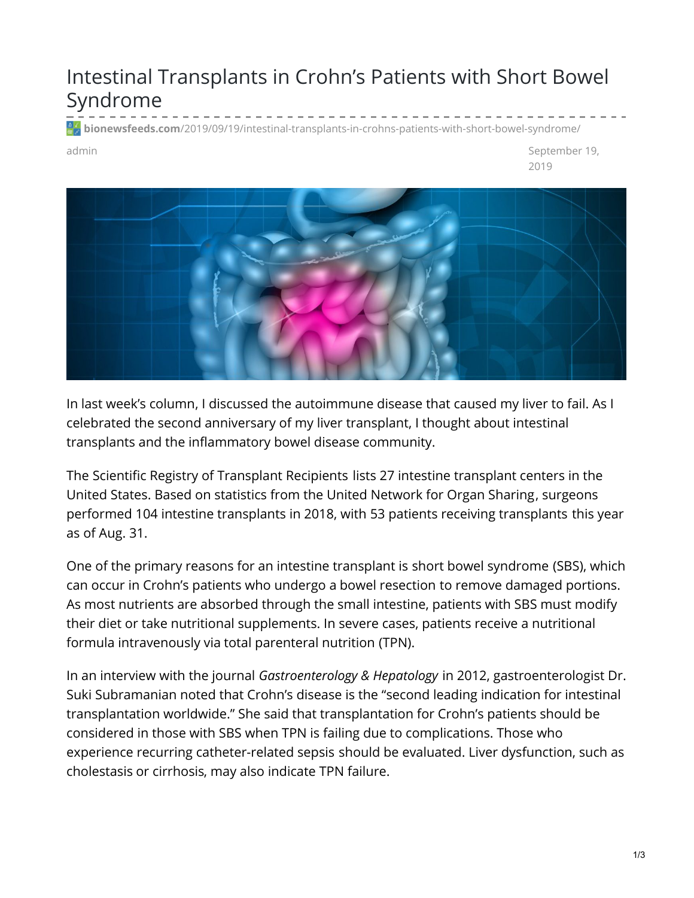# Intestinal Transplants in Crohn's Patients with Short Bowel Syndrome

**bionewsfeeds.com**/2019/09/19/intestinal-transplants-in-crohns-patients-with-short-bowel-syndrome/

admin

September 19, 2019

In last week's column, I discussed the autoimmune disease that caused my liver to fail. As I celebrated the second anniversary of my liver transplant, I thought about intestinal transplants and the inflammatory bowel disease community.

The Scientific Registry of Transplant Recipients lists 27 intestine transplant centers in the United States. Based on statistics from the United Network for Organ Sharing, surgeons performed 104 intestine transplants in 2018, with 53 patients receiving transplants this year as of Aug. 31.

One of the primary reasons for an intestine transplant is short bowel syndrome (SBS), which can occur in Crohn's patients who undergo a bowel resection to remove damaged portions. As most nutrients are absorbed through the small intestine, patients with SBS must modify their diet or take nutritional supplements. In severe cases, patients receive a nutritional formula intravenously via total parenteral nutrition (TPN).

In an interview with the journal *Gastroenterology & Hepatology* in 2012, gastroenterologist Dr. Suki Subramanian noted that Crohn's disease is the "second leading indication for intestinal transplantation worldwide." She said that transplantation for Crohn's patients should be considered in those with SBS when TPN is failing due to complications. Those who experience recurring catheter-related sepsis should be evaluated. Liver dysfunction, such as cholestasis or cirrhosis, may also indicate TPN failure.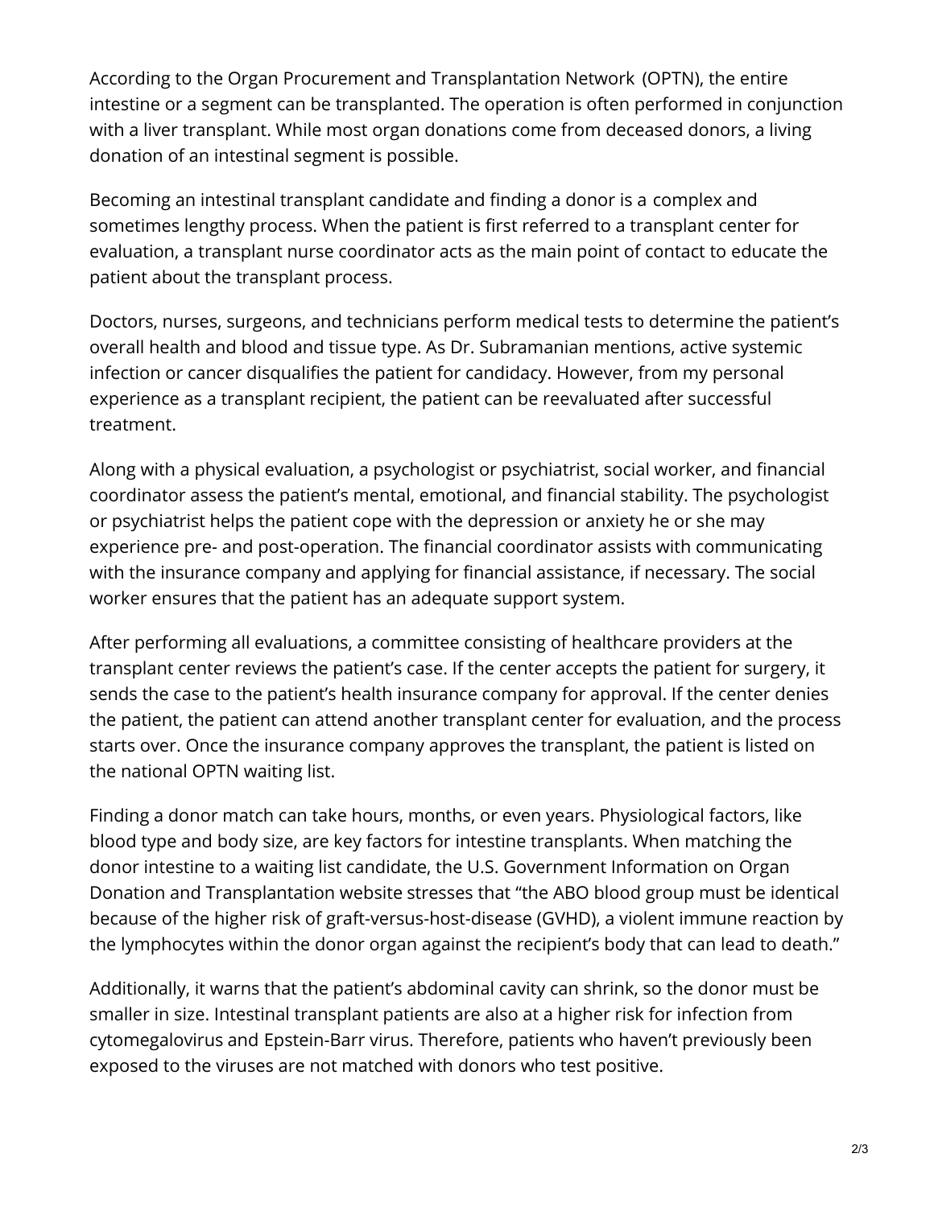According to the Organ Procurement and Transplantation Network (OPTN), the entire intestine or a segment can be transplanted. The operation is often performed in conjunction with a liver transplant. While most organ donations come from deceased donors, a living donation of an intestinal segment is possible.

Becoming an intestinal transplant candidate and finding a donor is a complex and sometimes lengthy process. When the patient is first referred to a transplant center for evaluation, a transplant nurse coordinator acts as the main point of contact to educate the patient about the transplant process.

Doctors, nurses, surgeons, and technicians perform medical tests to determine the patient's overall health and blood and tissue type. As Dr. Subramanian mentions, active systemic infection or cancer disqualifies the patient for candidacy. However, from my personal experience as a transplant recipient, the patient can be reevaluated after successful treatment.

Along with a physical evaluation, a psychologist or psychiatrist, social worker, and financial coordinator assess the patient's mental, emotional, and financial stability. The psychologist or psychiatrist helps the patient cope with the depression or anxiety he or she may experience pre- and post-operation. The financial coordinator assists with communicating with the insurance company and applying for financial assistance, if necessary. The social worker ensures that the patient has an adequate support system.

After performing all evaluations, a committee consisting of healthcare providers at the transplant center reviews the patient's case. If the center accepts the patient for surgery, it sends the case to the patient's health insurance company for approval. If the center denies the patient, the patient can attend another transplant center for evaluation, and the process starts over. Once the insurance company approves the transplant, the patient is listed on the national OPTN waiting list.

Finding a donor match can take hours, months, or even years. Physiological factors, like blood type and body size, are key factors for intestine transplants. When matching the donor intestine to a waiting list candidate, the U.S. Government Information on Organ Donation and Transplantation website stresses that "the ABO blood group must be identical because of the higher risk of graft-versus-host-disease (GVHD), a violent immune reaction by the lymphocytes within the donor organ against the recipient's body that can lead to death."

Additionally, it warns that the patient's abdominal cavity can shrink, so the donor must be smaller in size. Intestinal transplant patients are also at a higher risk for infection from cytomegalovirus and Epstein-Barr virus. Therefore, patients who haven't previously been exposed to the viruses are not matched with donors who test positive.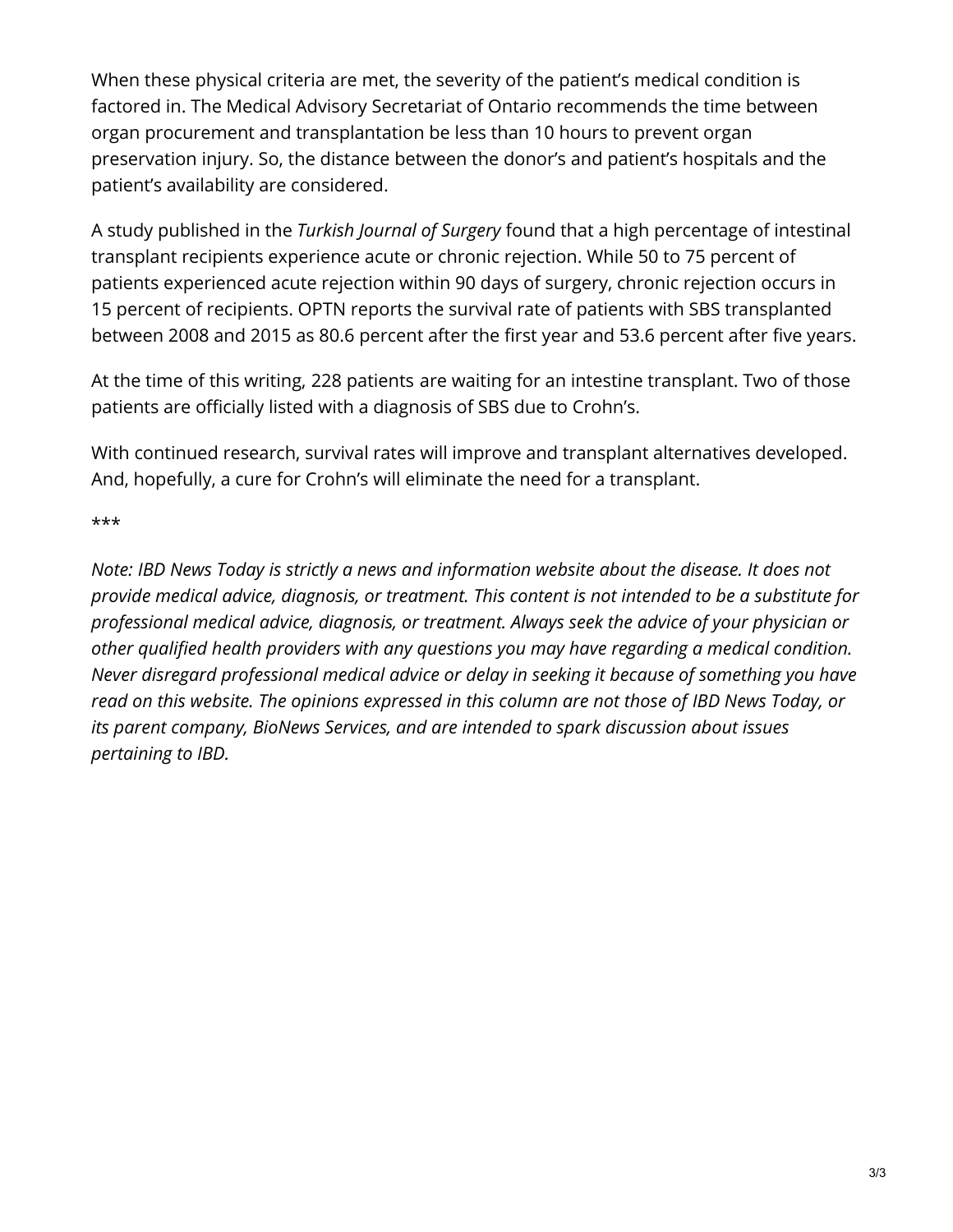When these physical criteria are met, the severity of the patient's medical condition is factored in. The Medical Advisory Secretariat of Ontario recommends the time between organ procurement and transplantation be less than 10 hours to prevent organ preservation injury. So, the distance between the donor's and patient's hospitals and the patient's availability are considered.

A study published in the *Turkish Journal of Surgery* found that a high percentage of intestinal transplant recipients experience acute or chronic rejection. While 50 to 75 percent of patients experienced acute rejection within 90 days of surgery, chronic rejection occurs in 15 percent of recipients. OPTN reports the survival rate of patients with SBS transplanted between 2008 and 2015 as 80.6 percent after the first year and 53.6 percent after five years.

At the time of this writing, 228 patients are waiting for an intestine transplant. Two of those patients are officially listed with a diagnosis of SBS due to Crohn's.

With continued research, survival rates will improve and transplant alternatives developed. And, hopefully, a cure for Crohn's will eliminate the need for a transplant.

***

*Note: IBD News Today is strictly a news and information website about the disease. It does not provide medical advice, diagnosis, or treatment. This content is not intended to be a substitute for professional medical advice, diagnosis, or treatment. Always seek the advice of your physician or other qualified health providers with any questions you may have regarding a medical condition. Never disregard professional medical advice or delay in seeking it because of something you have read on this website. The opinions expressed in this column are not those of IBD News Today, or its parent company, BioNews Services, and are intended to spark discussion about issues pertaining to IBD.*